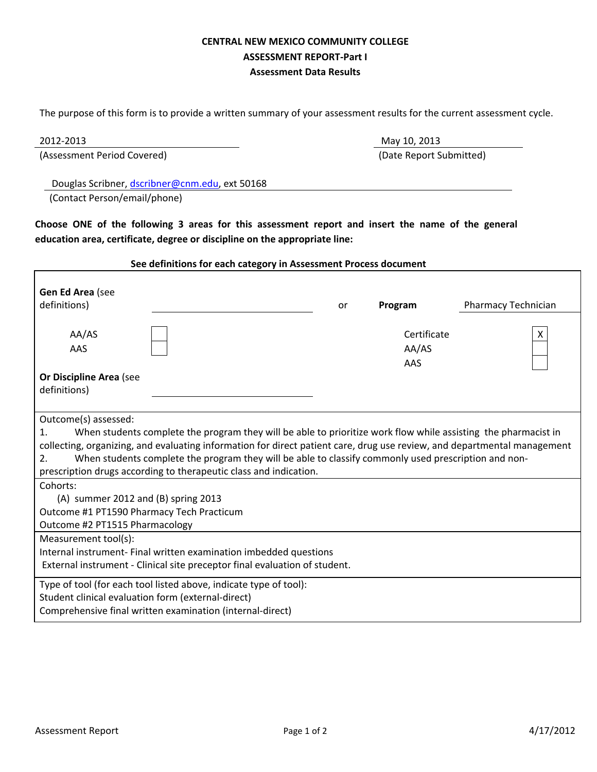**CENTRAL NEW MEXICO COMMUNITY COLLEGE**

**ASSESSMENT REPORT-Part I**

**Assessment Data Results**

The purpose of this form is to provide a written summary of your assessment results for the current assessment cycle.

2012-2013
(Assessment Period Covered)

May 10, 2013
(Date Report Submitted)

Douglas Scribner, dscribner@cnm.edu, ext 50168
(Contact Person/email/phone)

**Choose ONE of the following 3 areas for this assessment report and insert the name of the general education area, certificate, degree or discipline on the appropriate line:**

**See definitions for each category in Assessment Process document**

| | | | | |
|---|---|---|---|---|
| **Gen Ed Area** (see definitions) | | or | **Program** | Pharmacy Technician |
| AA/AS | [ ] | | Certificate | X |
| AAS | [ ] | | AA/AS | [ ] |
| | | | AAS | [ ] |
| **Or Discipline Area** (see definitions) | | | | |

Outcome(s) assessed:

1. When students complete the program they will be able to prioritize work flow while assisting the pharmacist in collecting, organizing, and evaluating information for direct patient care, drug use review, and departmental management
2. When students complete the program they will be able to classify commonly used prescription and non-prescription drugs according to therapeutic class and indication.

Cohorts:

(A) summer 2012 and (B) spring 2013

Outcome #1 PT1590 Pharmacy Tech Practicum

Outcome #2 PT1515 Pharmacology

Measurement tool(s):

Internal instrument- Final written examination imbedded questions

External instrument - Clinical site preceptor final evaluation of student.

Type of tool (for each tool listed above, indicate type of tool):

Student clinical evaluation form (external-direct)

Comprehensive final written examination (internal-direct)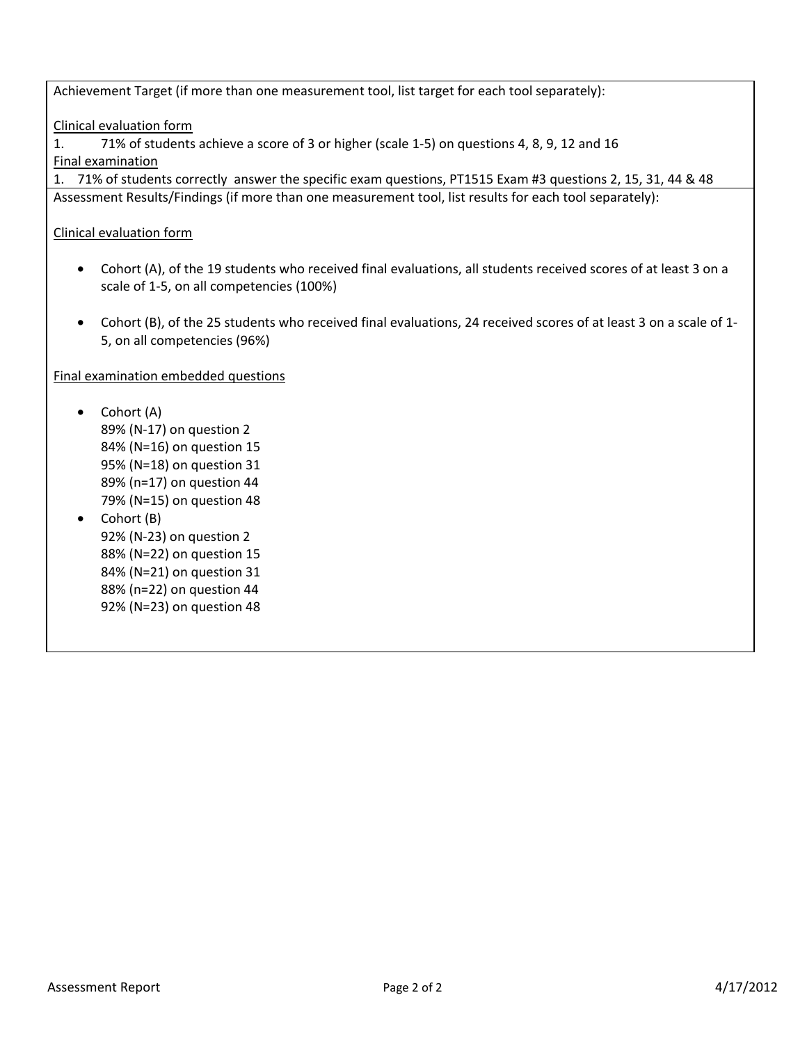Achievement Target (if more than one measurement tool, list target for each tool separately):

Clinical evaluation form

1. 71% of students achieve a score of 3 or higher (scale 1-5) on questions 4, 8, 9, 12 and 16

Final examination

1. 71% of students correctly answer the specific exam questions, PT1515 Exam #3 questions 2, 15, 31, 44 & 48

Assessment Results/Findings (if more than one measurement tool, list results for each tool separately):

Clinical evaluation form

- Cohort (A), of the 19 students who received final evaluations, all students received scores of at least 3 on a scale of 1-5, on all competencies (100%)

- Cohort (B), of the 25 students who received final evaluations, 24 received scores of at least 3 on a scale of 1-5, on all competencies (96%)

Final examination embedded questions

- Cohort (A)
  89% (N-17) on question 2
  84% (N=16) on question 15
  95% (N=18) on question 31
  89% (n=17) on question 44
  79% (N=15) on question 48
- Cohort (B)
  92% (N-23) on question 2
  88% (N=22) on question 15
  84% (N=21) on question 31
  88% (n=22) on question 44
  92% (N=23) on question 48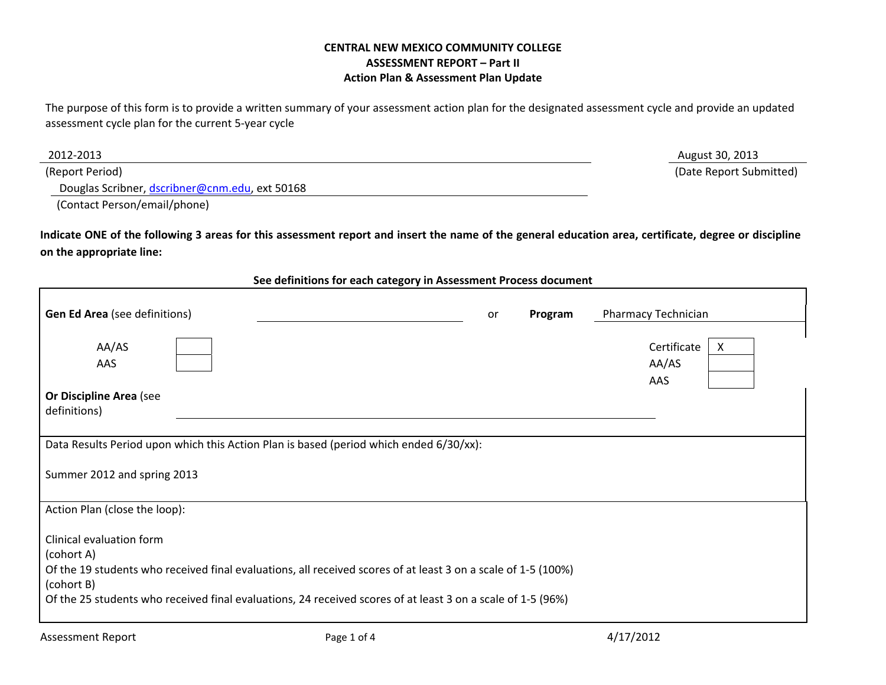**CENTRAL NEW MEXICO COMMUNITY COLLEGE**
**ASSESSMENT REPORT – Part II**
**Action Plan & Assessment Plan Update**

The purpose of this form is to provide a written summary of your assessment action plan for the designated assessment cycle and provide an updated assessment cycle plan for the current 5-year cycle

2012-2013
(Report Period)

August 30, 2013
(Date Report Submitted)

Douglas Scribner, dscribner@cnm.edu, ext 50168
(Contact Person/email/phone)

**Indicate ONE of the following 3 areas for this assessment report and insert the name of the general education area, certificate, degree or discipline on the appropriate line:**

**See definitions for each category in Assessment Process document**

**Gen Ed Area** (see definitions) ____________ or **Program** Pharmacy Technician

| Gen Ed Area | | Program | |
|---|---|---|---|
| AA/AS | [ ] | Certificate | X |
| AAS | [ ] | AA/AS | [ ] |
| | | AAS | [ ] |

**Or Discipline Area** (see definitions) ____________

Data Results Period upon which this Action Plan is based (period which ended 6/30/xx):

Summer 2012 and spring 2013

Action Plan (close the loop):

Clinical evaluation form
(cohort A)
Of the 19 students who received final evaluations, all received scores of at least 3 on a scale of 1-5 (100%)
(cohort B)
Of the 25 students who received final evaluations, 24 received scores of at least 3 on a scale of 1-5 (96%)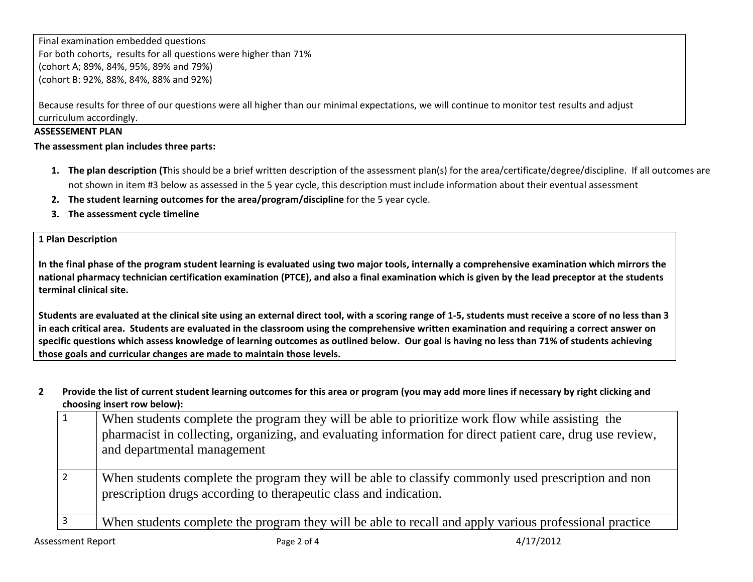Final examination embedded questions
For both cohorts, results for all questions were higher than 71%
(cohort A; 89%, 84%, 95%, 89% and 79%)
(cohort B: 92%, 88%, 84%, 88% and 92%)

Because results for three of our questions were all higher than our minimal expectations, we will continue to monitor test results and adjust curriculum accordingly.

**ASSESSEMENT PLAN**

**The assessment plan includes three parts:**

1. **The plan description (T**his should be a brief written description of the assessment plan(s) for the area/certificate/degree/discipline. If all outcomes are not shown in item #3 below as assessed in the 5 year cycle, this description must include information about their eventual assessment
2. **The student learning outcomes for the area/program/discipline** for the 5 year cycle.
3. **The assessment cycle timeline**

**1 Plan Description**

**In the final phase of the program student learning is evaluated using two major tools, internally a comprehensive examination which mirrors the national pharmacy technician certification examination (PTCE), and also a final examination which is given by the lead preceptor at the students terminal clinical site.**

**Students are evaluated at the clinical site using an external direct tool, with a scoring range of 1-5, students must receive a score of no less than 3 in each critical area. Students are evaluated in the classroom using the comprehensive written examination and requiring a correct answer on specific questions which assess knowledge of learning outcomes as outlined below. Our goal is having no less than 71% of students achieving those goals and curricular changes are made to maintain those levels.**

**2 Provide the list of current student learning outcomes for this area or program (you may add more lines if necessary by right clicking and choosing insert row below):**

| | |
|---|---|
| 1 | When students complete the program they will be able to prioritize work flow while assisting the pharmacist in collecting, organizing, and evaluating information for direct patient care, drug use review, and departmental management |
| 2 | When students complete the program they will be able to classify commonly used prescription and non prescription drugs according to therapeutic class and indication. |
| 3 | When students complete the program they will be able to recall and apply various professional practice |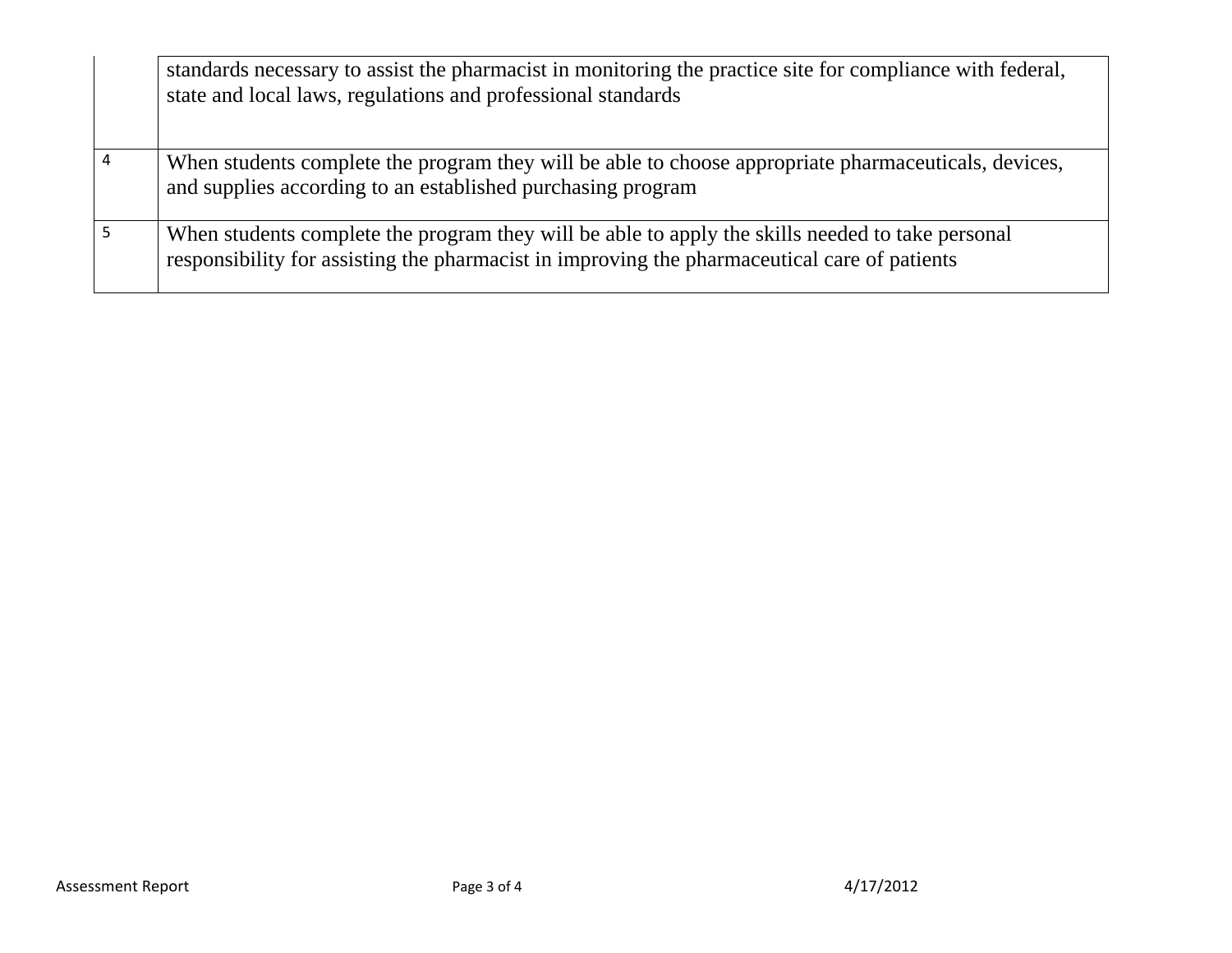|   |   |
|---|---|
|   | standards necessary to assist the pharmacist in monitoring the practice site for compliance with federal, state and local laws, regulations and professional standards |
| 4 | When students complete the program they will be able to choose appropriate pharmaceuticals, devices, and supplies according to an established purchasing program |
| 5 | When students complete the program they will be able to apply the skills needed to take personal responsibility for assisting the pharmacist in improving the pharmaceutical care of patients |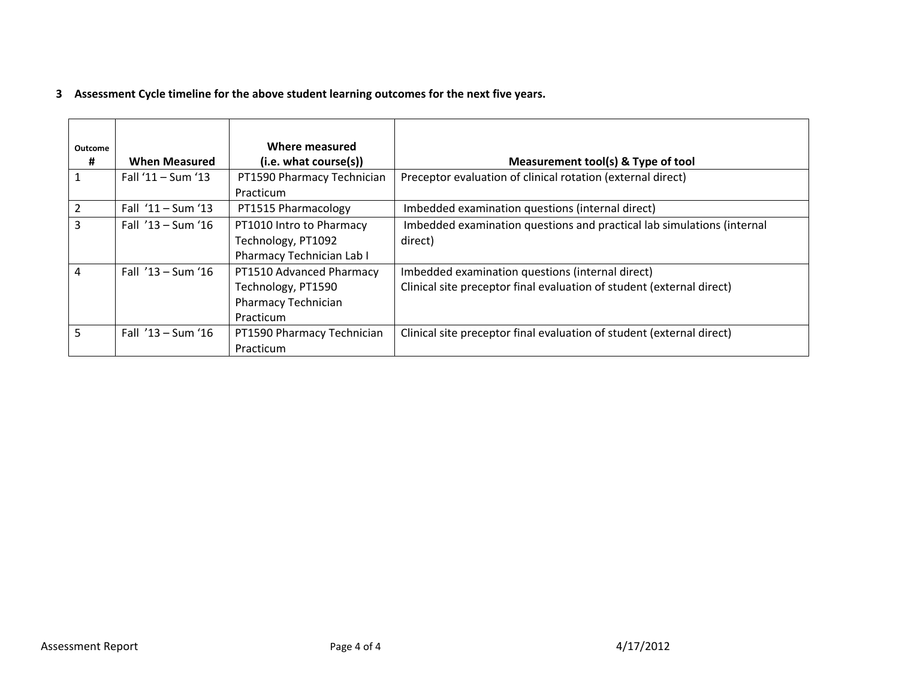**3 Assessment Cycle timeline for the above student learning outcomes for the next five years.**

| Outcome # | When Measured | Where measured (i.e. what course(s)) | Measurement tool(s) & Type of tool |
|---|---|---|---|
| 1 | Fall '11 – Sum '13 | PT1590 Pharmacy Technician Practicum | Preceptor evaluation of clinical rotation (external direct) |
| 2 | Fall '11 – Sum '13 | PT1515 Pharmacology | Imbedded examination questions (internal direct) |
| 3 | Fall '13 – Sum '16 | PT1010 Intro to Pharmacy Technology, PT1092 Pharmacy Technician Lab I | Imbedded examination questions and practical lab simulations (internal direct) |
| 4 | Fall '13 – Sum '16 | PT1510 Advanced Pharmacy Technology, PT1590 Pharmacy Technician Practicum | Imbedded examination questions (internal direct)<br>Clinical site preceptor final evaluation of student (external direct) |
| 5 | Fall '13 – Sum '16 | PT1590 Pharmacy Technician Practicum | Clinical site preceptor final evaluation of student (external direct) |